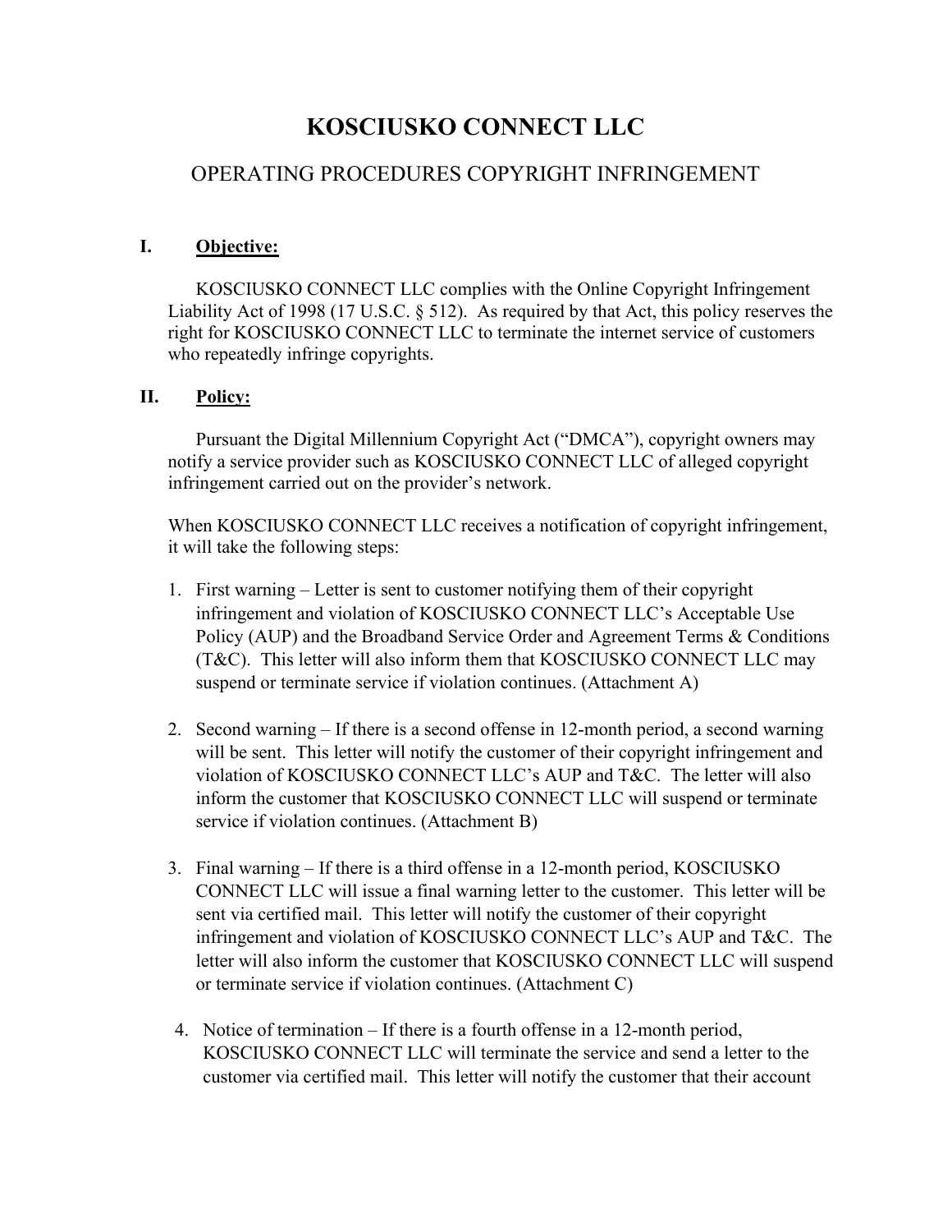# KOSCIUSKO CONNECT LLC

## OPERATING PROCEDURES COPYRIGHT INFRINGEMENT

### I. Objective:

KOSCIUSKO CONNECT LLC complies with the Online Copyright Infringement Liability Act of 1998 (17 U.S.C. § 512). As required by that Act, this policy reserves the right for KOSCIUSKO CONNECT LLC to terminate the internet service of customers who repeatedly infringe copyrights.

### II. Policy:

Pursuant the Digital Millennium Copyright Act ("DMCA"), copyright owners may notify a service provider such as KOSCIUSKO CONNECT LLC of alleged copyright infringement carried out on the provider's network.

When KOSCIUSKO CONNECT LLC receives a notification of copyright infringement, it will take the following steps:

1. First warning – Letter is sent to customer notifying them of their copyright infringement and violation of KOSCIUSKO CONNECT LLC's Acceptable Use Policy (AUP) and the Broadband Service Order and Agreement Terms & Conditions (T&C). This letter will also inform them that KOSCIUSKO CONNECT LLC may suspend or terminate service if violation continues. (Attachment A)

2. Second warning – If there is a second offense in 12-month period, a second warning will be sent. This letter will notify the customer of their copyright infringement and violation of KOSCIUSKO CONNECT LLC's AUP and T&C. The letter will also inform the customer that KOSCIUSKO CONNECT LLC will suspend or terminate service if violation continues. (Attachment B)

3. Final warning – If there is a third offense in a 12-month period, KOSCIUSKO CONNECT LLC will issue a final warning letter to the customer. This letter will be sent via certified mail. This letter will notify the customer of their copyright infringement and violation of KOSCIUSKO CONNECT LLC's AUP and T&C. The letter will also inform the customer that KOSCIUSKO CONNECT LLC will suspend or terminate service if violation continues. (Attachment C)

4. Notice of termination – If there is a fourth offense in a 12-month period, KOSCIUSKO CONNECT LLC will terminate the service and send a letter to the customer via certified mail. This letter will notify the customer that their account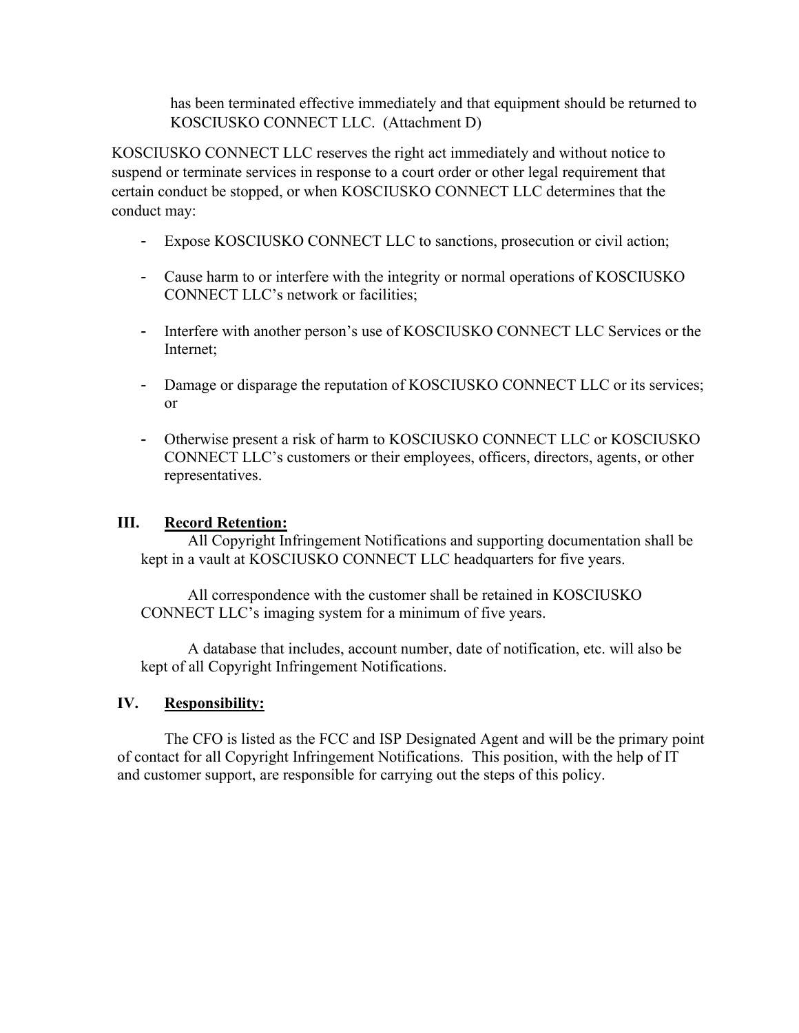has been terminated effective immediately and that equipment should be returned to KOSCIUSKO CONNECT LLC. (Attachment D)

KOSCIUSKO CONNECT LLC reserves the right act immediately and without notice to suspend or terminate services in response to a court order or other legal requirement that certain conduct be stopped, or when KOSCIUSKO CONNECT LLC determines that the conduct may:

- Expose KOSCIUSKO CONNECT LLC to sanctions, prosecution or civil action;
- Cause harm to or interfere with the integrity or normal operations of KOSCIUSKO CONNECT LLC's network or facilities;
- Interfere with another person's use of KOSCIUSKO CONNECT LLC Services or the Internet;
- Damage or disparage the reputation of KOSCIUSKO CONNECT LLC or its services; or
- Otherwise present a risk of harm to KOSCIUSKO CONNECT LLC or KOSCIUSKO CONNECT LLC's customers or their employees, officers, directors, agents, or other representatives.

## III. Record Retention:

All Copyright Infringement Notifications and supporting documentation shall be kept in a vault at KOSCIUSKO CONNECT LLC headquarters for five years.

All correspondence with the customer shall be retained in KOSCIUSKO CONNECT LLC's imaging system for a minimum of five years.

A database that includes, account number, date of notification, etc. will also be kept of all Copyright Infringement Notifications.

## IV. Responsibility:

The CFO is listed as the FCC and ISP Designated Agent and will be the primary point of contact for all Copyright Infringement Notifications. This position, with the help of IT and customer support, are responsible for carrying out the steps of this policy.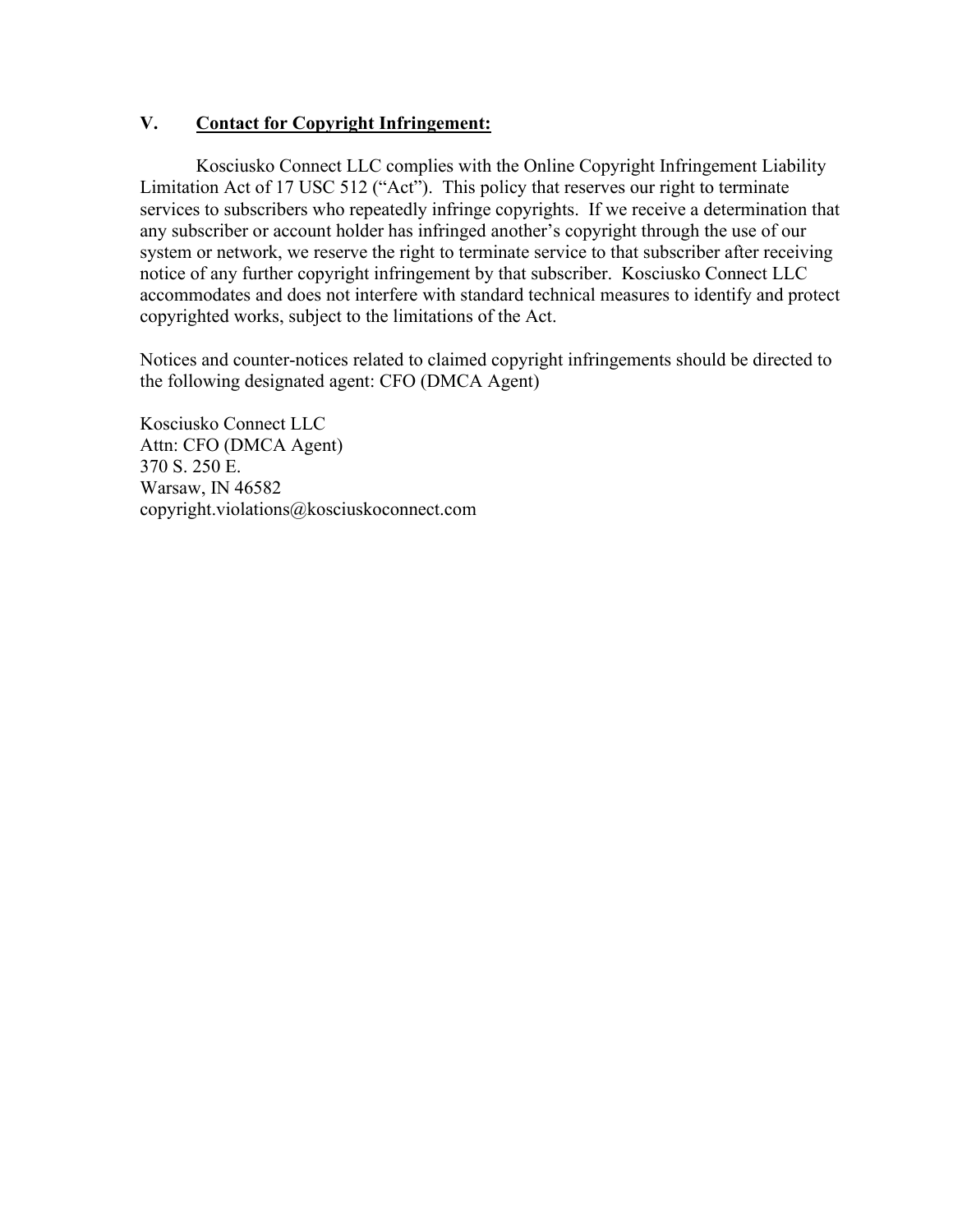## V. Contact for Copyright Infringement:

Kosciusko Connect LLC complies with the Online Copyright Infringement Liability Limitation Act of 17 USC 512 ("Act"). This policy that reserves our right to terminate services to subscribers who repeatedly infringe copyrights. If we receive a determination that any subscriber or account holder has infringed another's copyright through the use of our system or network, we reserve the right to terminate service to that subscriber after receiving notice of any further copyright infringement by that subscriber. Kosciusko Connect LLC accommodates and does not interfere with standard technical measures to identify and protect copyrighted works, subject to the limitations of the Act.

Notices and counter-notices related to claimed copyright infringements should be directed to the following designated agent: CFO (DMCA Agent)

Kosciusko Connect LLC
Attn: CFO (DMCA Agent)
370 S. 250 E.
Warsaw, IN 46582
copyright.violations@kosciuskoconnect.com